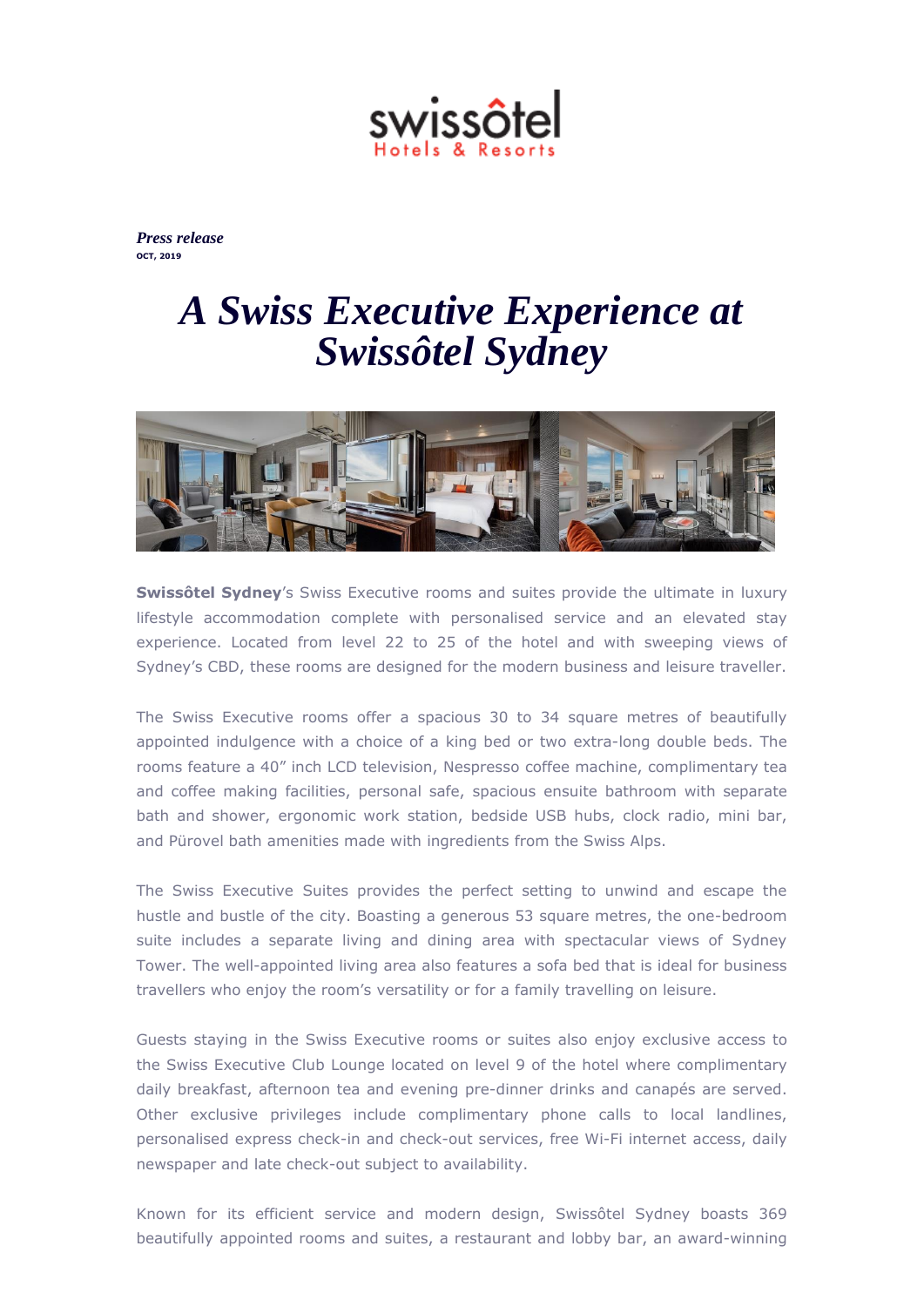swissôtel
Hotels & Resorts

***Press release***
**OCT, 2019**

# *A Swiss Executive Experience at Swissôtel Sydney*

**Swissôtel Sydney**'s Swiss Executive rooms and suites provide the ultimate in luxury lifestyle accommodation complete with personalised service and an elevated stay experience. Located from level 22 to 25 of the hotel and with sweeping views of Sydney's CBD, these rooms are designed for the modern business and leisure traveller.

The Swiss Executive rooms offer a spacious 30 to 34 square metres of beautifully appointed indulgence with a choice of a king bed or two extra-long double beds. The rooms feature a 40" inch LCD television, Nespresso coffee machine, complimentary tea and coffee making facilities, personal safe, spacious ensuite bathroom with separate bath and shower, ergonomic work station, bedside USB hubs, clock radio, mini bar, and Pürovel bath amenities made with ingredients from the Swiss Alps.

The Swiss Executive Suites provides the perfect setting to unwind and escape the hustle and bustle of the city. Boasting a generous 53 square metres, the one-bedroom suite includes a separate living and dining area with spectacular views of Sydney Tower. The well-appointed living area also features a sofa bed that is ideal for business travellers who enjoy the room's versatility or for a family travelling on leisure.

Guests staying in the Swiss Executive rooms or suites also enjoy exclusive access to the Swiss Executive Club Lounge located on level 9 of the hotel where complimentary daily breakfast, afternoon tea and evening pre-dinner drinks and canapés are served. Other exclusive privileges include complimentary phone calls to local landlines, personalised express check-in and check-out services, free Wi-Fi internet access, daily newspaper and late check-out subject to availability.

Known for its efficient service and modern design, Swissôtel Sydney boasts 369 beautifully appointed rooms and suites, a restaurant and lobby bar, an award-winning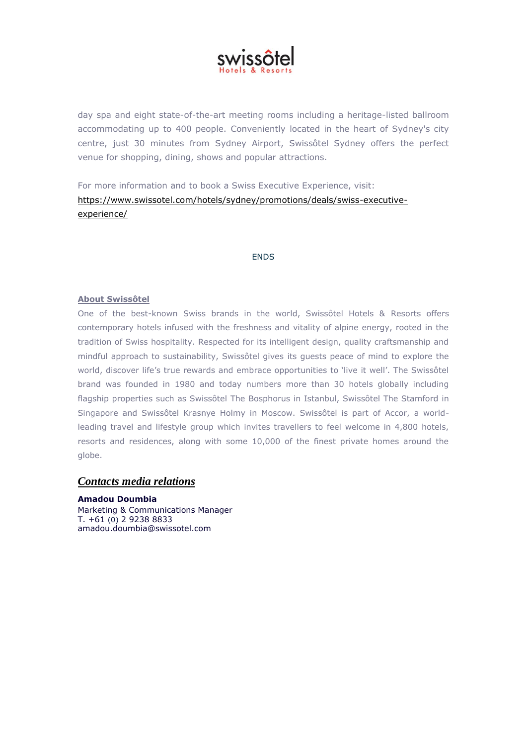day spa and eight state-of-the-art meeting rooms including a heritage-listed ballroom accommodating up to 400 people. Conveniently located in the heart of Sydney's city centre, just 30 minutes from Sydney Airport, Swissôtel Sydney offers the perfect venue for shopping, dining, shows and popular attractions.

For more information and to book a Swiss Executive Experience, visit:
https://www.swissotel.com/hotels/sydney/promotions/deals/swiss-executive-experience/

ENDS

**About Swissôtel**

One of the best-known Swiss brands in the world, Swissôtel Hotels & Resorts offers contemporary hotels infused with the freshness and vitality of alpine energy, rooted in the tradition of Swiss hospitality. Respected for its intelligent design, quality craftsmanship and mindful approach to sustainability, Swissôtel gives its guests peace of mind to explore the world, discover life's true rewards and embrace opportunities to 'live it well'. The Swissôtel brand was founded in 1980 and today numbers more than 30 hotels globally including flagship properties such as Swissôtel The Bosphorus in Istanbul, Swissôtel The Stamford in Singapore and Swissôtel Krasnye Holmy in Moscow. Swissôtel is part of Accor, a world-leading travel and lifestyle group which invites travellers to feel welcome in 4,800 hotels, resorts and residences, along with some 10,000 of the finest private homes around the globe.

## ***Contacts media relations***

**Amadou Doumbia**
Marketing & Communications Manager
T. +61 (0) 2 9238 8833
amadou.doumbia@swissotel.com